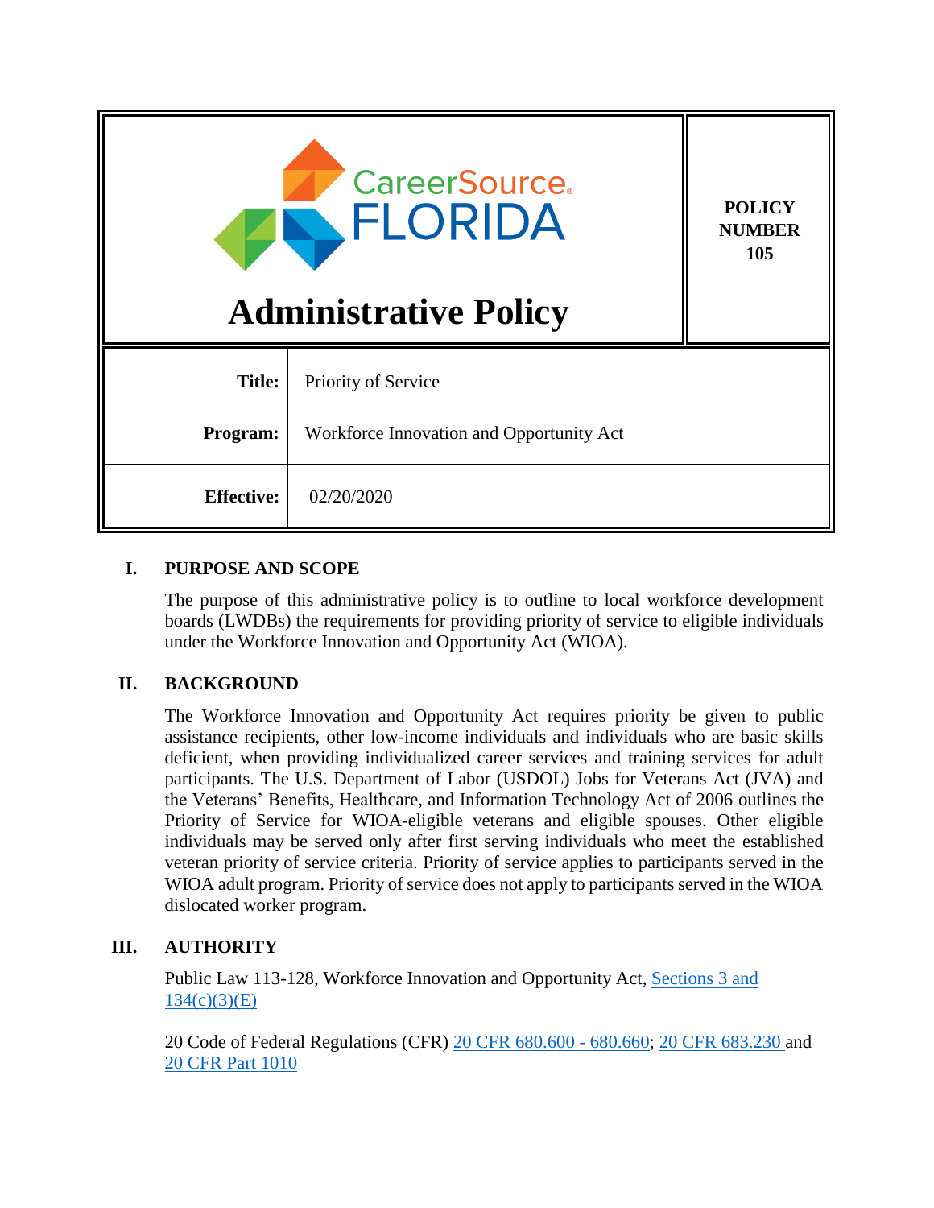| CareerSource FLORIDA<br>**Administrative Policy** | **POLICY NUMBER 105** |
|---|---|

| | |
|---|---|
| **Title:** | Priority of Service |
| **Program:** | Workforce Innovation and Opportunity Act |
| **Effective:** | 02/20/2020 |

## I. PURPOSE AND SCOPE

The purpose of this administrative policy is to outline to local workforce development boards (LWDBs) the requirements for providing priority of service to eligible individuals under the Workforce Innovation and Opportunity Act (WIOA).

## II. BACKGROUND

The Workforce Innovation and Opportunity Act requires priority be given to public assistance recipients, other low-income individuals and individuals who are basic skills deficient, when providing individualized career services and training services for adult participants. The U.S. Department of Labor (USDOL) Jobs for Veterans Act (JVA) and the Veterans' Benefits, Healthcare, and Information Technology Act of 2006 outlines the Priority of Service for WIOA-eligible veterans and eligible spouses. Other eligible individuals may be served only after first serving individuals who meet the established veteran priority of service criteria. Priority of service applies to participants served in the WIOA adult program. Priority of service does not apply to participants served in the WIOA dislocated worker program.

## III. AUTHORITY

Public Law 113-128, Workforce Innovation and Opportunity Act, Sections 3 and 134(c)(3)(E)

20 Code of Federal Regulations (CFR) 20 CFR 680.600 - 680.660; 20 CFR 683.230 and 20 CFR Part 1010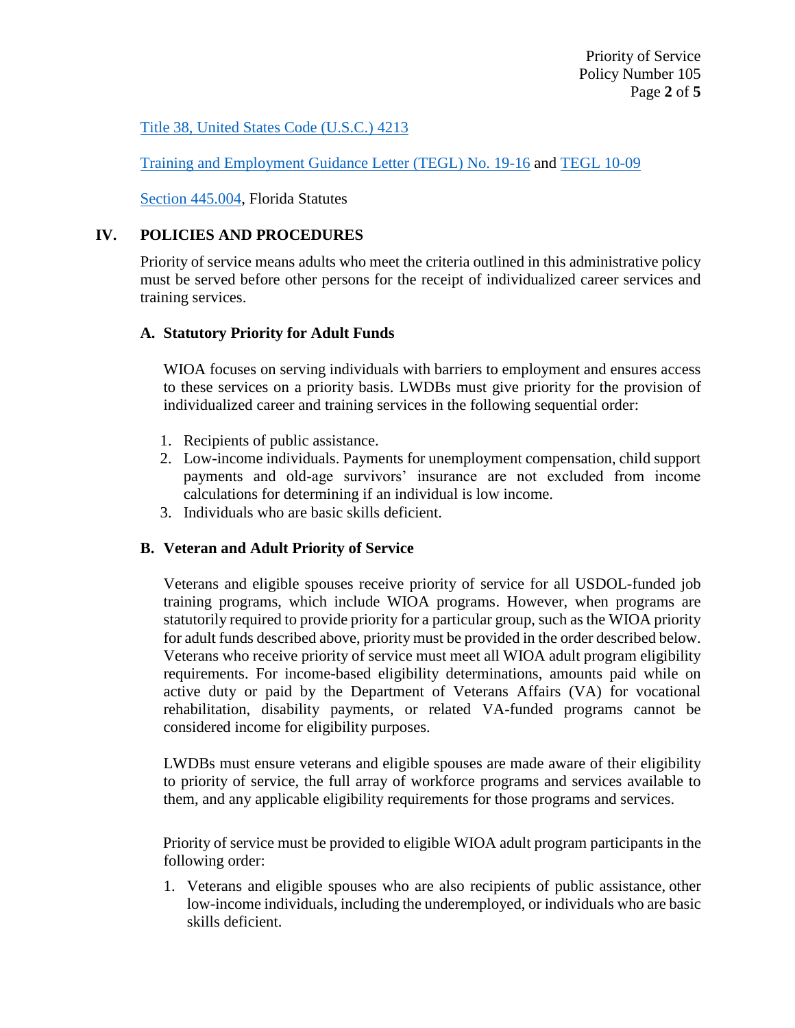Title 38, United States Code (U.S.C.) 4213

Training and Employment Guidance Letter (TEGL) No. 19-16 and TEGL 10-09

Section 445.004, Florida Statutes

## IV. POLICIES AND PROCEDURES

Priority of service means adults who meet the criteria outlined in this administrative policy must be served before other persons for the receipt of individualized career services and training services.

### A. Statutory Priority for Adult Funds

WIOA focuses on serving individuals with barriers to employment and ensures access to these services on a priority basis. LWDBs must give priority for the provision of individualized career and training services in the following sequential order:

1. Recipients of public assistance.
2. Low-income individuals. Payments for unemployment compensation, child support payments and old-age survivors' insurance are not excluded from income calculations for determining if an individual is low income.
3. Individuals who are basic skills deficient.

### B. Veteran and Adult Priority of Service

Veterans and eligible spouses receive priority of service for all USDOL-funded job training programs, which include WIOA programs. However, when programs are statutorily required to provide priority for a particular group, such as the WIOA priority for adult funds described above, priority must be provided in the order described below. Veterans who receive priority of service must meet all WIOA adult program eligibility requirements. For income-based eligibility determinations, amounts paid while on active duty or paid by the Department of Veterans Affairs (VA) for vocational rehabilitation, disability payments, or related VA-funded programs cannot be considered income for eligibility purposes.

LWDBs must ensure veterans and eligible spouses are made aware of their eligibility to priority of service, the full array of workforce programs and services available to them, and any applicable eligibility requirements for those programs and services.

Priority of service must be provided to eligible WIOA adult program participants in the following order:

1. Veterans and eligible spouses who are also recipients of public assistance, other low-income individuals, including the underemployed, or individuals who are basic skills deficient.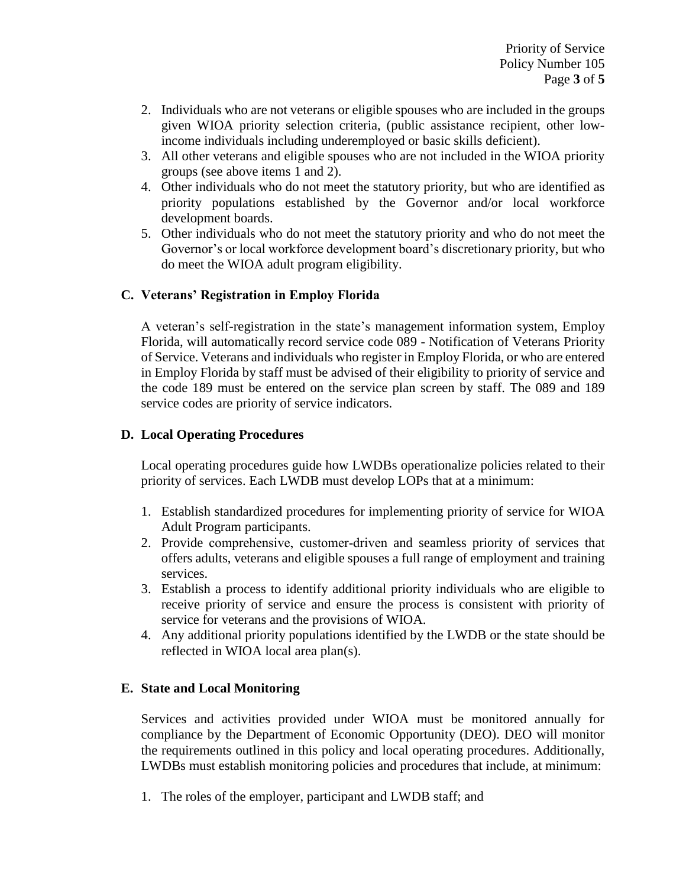2. Individuals who are not veterans or eligible spouses who are included in the groups given WIOA priority selection criteria, (public assistance recipient, other low-income individuals including underemployed or basic skills deficient).
3. All other veterans and eligible spouses who are not included in the WIOA priority groups (see above items 1 and 2).
4. Other individuals who do not meet the statutory priority, but who are identified as priority populations established by the Governor and/or local workforce development boards.
5. Other individuals who do not meet the statutory priority and who do not meet the Governor's or local workforce development board's discretionary priority, but who do meet the WIOA adult program eligibility.

### C. Veterans' Registration in Employ Florida

A veteran's self-registration in the state's management information system, Employ Florida, will automatically record service code 089 - Notification of Veterans Priority of Service. Veterans and individuals who register in Employ Florida, or who are entered in Employ Florida by staff must be advised of their eligibility to priority of service and the code 189 must be entered on the service plan screen by staff. The 089 and 189 service codes are priority of service indicators.

### D. Local Operating Procedures

Local operating procedures guide how LWDBs operationalize policies related to their priority of services. Each LWDB must develop LOPs that at a minimum:

1. Establish standardized procedures for implementing priority of service for WIOA Adult Program participants.
2. Provide comprehensive, customer-driven and seamless priority of services that offers adults, veterans and eligible spouses a full range of employment and training services.
3. Establish a process to identify additional priority individuals who are eligible to receive priority of service and ensure the process is consistent with priority of service for veterans and the provisions of WIOA.
4. Any additional priority populations identified by the LWDB or the state should be reflected in WIOA local area plan(s).

### E. State and Local Monitoring

Services and activities provided under WIOA must be monitored annually for compliance by the Department of Economic Opportunity (DEO). DEO will monitor the requirements outlined in this policy and local operating procedures. Additionally, LWDBs must establish monitoring policies and procedures that include, at minimum:

1. The roles of the employer, participant and LWDB staff; and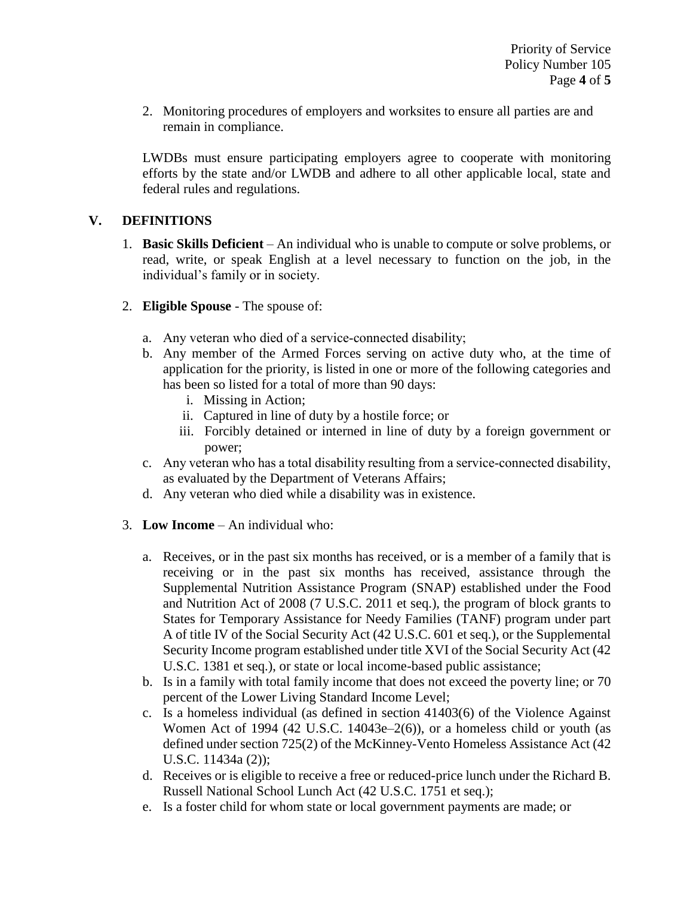2. Monitoring procedures of employers and worksites to ensure all parties are and remain in compliance.

LWDBs must ensure participating employers agree to cooperate with monitoring efforts by the state and/or LWDB and adhere to all other applicable local, state and federal rules and regulations.

## V. DEFINITIONS

1. **Basic Skills Deficient** – An individual who is unable to compute or solve problems, or read, write, or speak English at a level necessary to function on the job, in the individual's family or in society.

2. **Eligible Spouse** - The spouse of:

   a. Any veteran who died of a service-connected disability;
   b. Any member of the Armed Forces serving on active duty who, at the time of application for the priority, is listed in one or more of the following categories and has been so listed for a total of more than 90 days:
      i. Missing in Action;
      ii. Captured in line of duty by a hostile force; or
      iii. Forcibly detained or interned in line of duty by a foreign government or power;
   c. Any veteran who has a total disability resulting from a service-connected disability, as evaluated by the Department of Veterans Affairs;
   d. Any veteran who died while a disability was in existence.

3. **Low Income** – An individual who:

   a. Receives, or in the past six months has received, or is a member of a family that is receiving or in the past six months has received, assistance through the Supplemental Nutrition Assistance Program (SNAP) established under the Food and Nutrition Act of 2008 (7 U.S.C. 2011 et seq.), the program of block grants to States for Temporary Assistance for Needy Families (TANF) program under part A of title IV of the Social Security Act (42 U.S.C. 601 et seq.), or the Supplemental Security Income program established under title XVI of the Social Security Act (42 U.S.C. 1381 et seq.), or state or local income-based public assistance;
   b. Is in a family with total family income that does not exceed the poverty line; or 70 percent of the Lower Living Standard Income Level;
   c. Is a homeless individual (as defined in section 41403(6) of the Violence Against Women Act of 1994 (42 U.S.C. 14043e–2(6)), or a homeless child or youth (as defined under section 725(2) of the McKinney-Vento Homeless Assistance Act (42 U.S.C. 11434a (2));
   d. Receives or is eligible to receive a free or reduced-price lunch under the Richard B. Russell National School Lunch Act (42 U.S.C. 1751 et seq.);
   e. Is a foster child for whom state or local government payments are made; or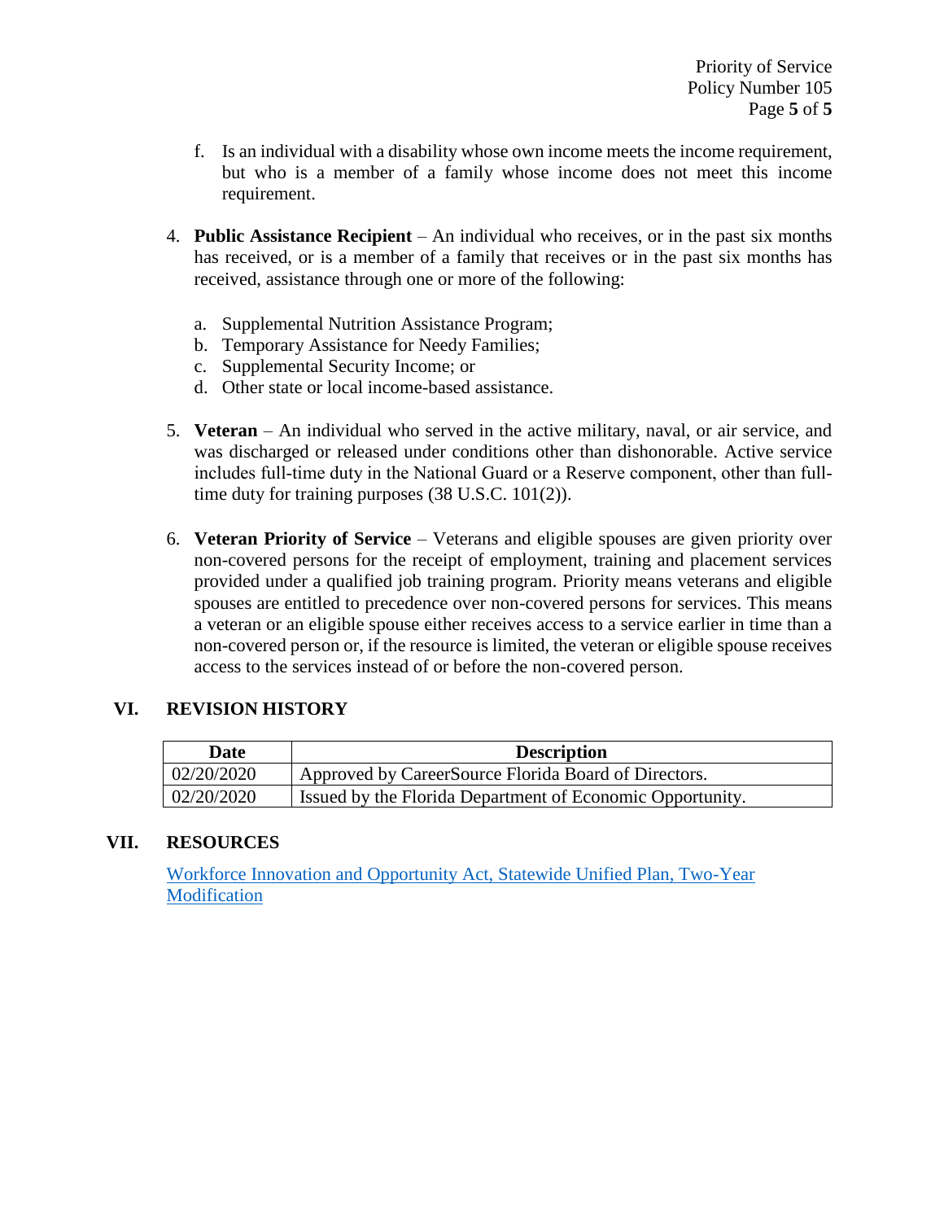f. Is an individual with a disability whose own income meets the income requirement, but who is a member of a family whose income does not meet this income requirement.

4. **Public Assistance Recipient** – An individual who receives, or in the past six months has received, or is a member of a family that receives or in the past six months has received, assistance through one or more of the following:

   a. Supplemental Nutrition Assistance Program;
   b. Temporary Assistance for Needy Families;
   c. Supplemental Security Income; or
   d. Other state or local income-based assistance.

5. **Veteran** – An individual who served in the active military, naval, or air service, and was discharged or released under conditions other than dishonorable. Active service includes full-time duty in the National Guard or a Reserve component, other than full-time duty for training purposes (38 U.S.C. 101(2)).

6. **Veteran Priority of Service** – Veterans and eligible spouses are given priority over non-covered persons for the receipt of employment, training and placement services provided under a qualified job training program. Priority means veterans and eligible spouses are entitled to precedence over non-covered persons for services. This means a veteran or an eligible spouse either receives access to a service earlier in time than a non-covered person or, if the resource is limited, the veteran or eligible spouse receives access to the services instead of or before the non-covered person.

## VI. REVISION HISTORY

| Date | Description |
|---|---|
| 02/20/2020 | Approved by CareerSource Florida Board of Directors. |
| 02/20/2020 | Issued by the Florida Department of Economic Opportunity. |

## VII. RESOURCES

Workforce Innovation and Opportunity Act, Statewide Unified Plan, Two-Year Modification